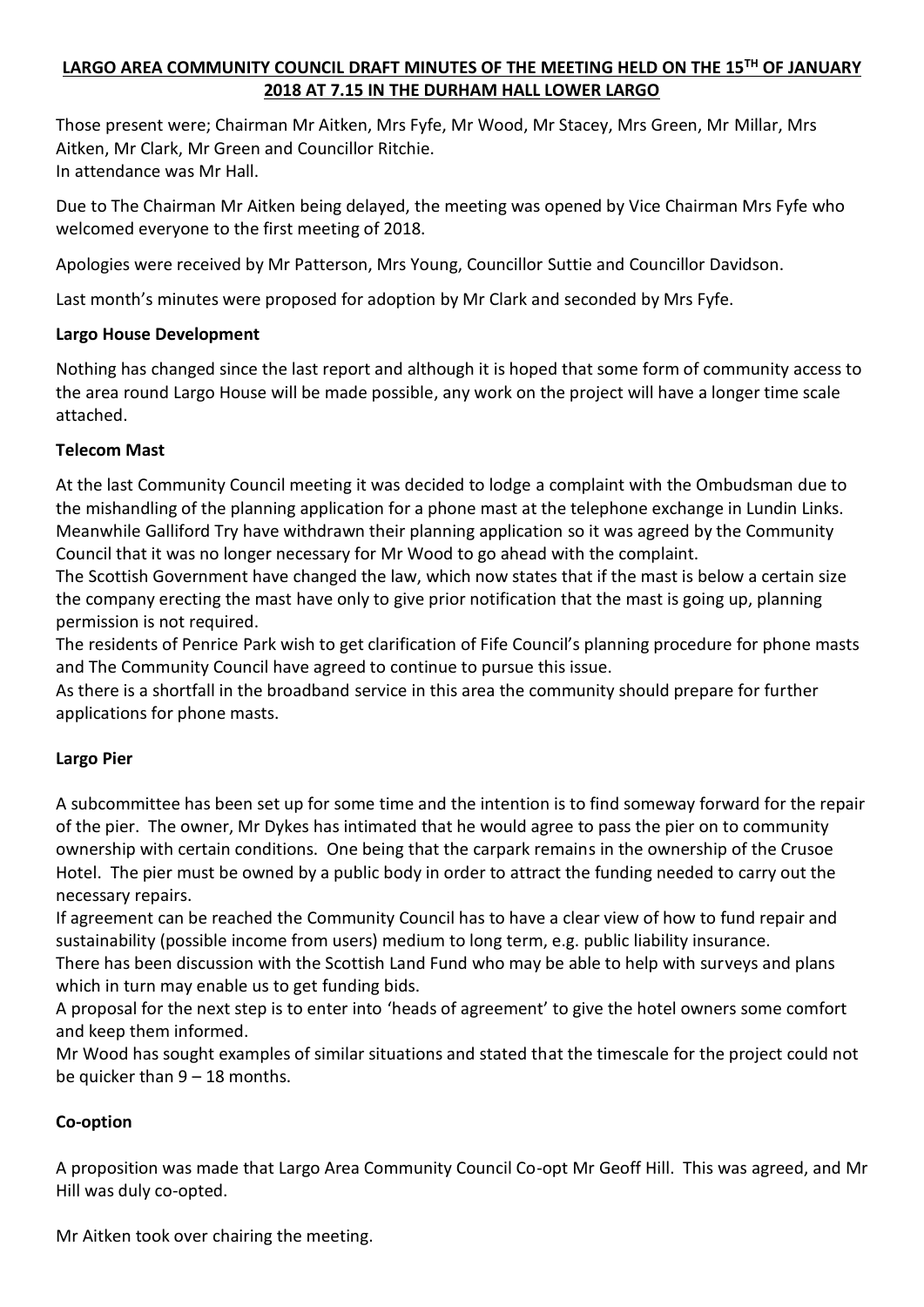# LARGO AREA COMMUNITY COUNCIL DRAFT MINUTES OF THE MEETING HELD ON THE 15TH OF JANUARY 2018 AT 7.15 IN THE DURHAM HALL LOWER LARGO

Those present were; Chairman Mr Aitken, Mrs Fyfe, Mr Wood, Mr Stacey, Mrs Green, Mr Millar, Mrs Aitken, Mr Clark, Mr Green and Councillor Ritchie.
In attendance was Mr Hall.

Due to The Chairman Mr Aitken being delayed, the meeting was opened by Vice Chairman Mrs Fyfe who welcomed everyone to the first meeting of 2018.

Apologies were received by Mr Patterson, Mrs Young, Councillor Suttie and Councillor Davidson.

Last month's minutes were proposed for adoption by Mr Clark and seconded by Mrs Fyfe.

**Largo House Development**

Nothing has changed since the last report and although it is hoped that some form of community access to the area round Largo House will be made possible, any work on the project will have a longer time scale attached.

**Telecom Mast**

At the last Community Council meeting it was decided to lodge a complaint with the Ombudsman due to the mishandling of the planning application for a phone mast at the telephone exchange in Lundin Links. Meanwhile Galliford Try have withdrawn their planning application so it was agreed by the Community Council that it was no longer necessary for Mr Wood to go ahead with the complaint.
The Scottish Government have changed the law, which now states that if the mast is below a certain size the company erecting the mast have only to give prior notification that the mast is going up, planning permission is not required.
The residents of Penrice Park wish to get clarification of Fife Council's planning procedure for phone masts and The Community Council have agreed to continue to pursue this issue.
As there is a shortfall in the broadband service in this area the community should prepare for further applications for phone masts.

**Largo Pier**

A subcommittee has been set up for some time and the intention is to find someway forward for the repair of the pier. The owner, Mr Dykes has intimated that he would agree to pass the pier on to community ownership with certain conditions. One being that the carpark remains in the ownership of the Crusoe Hotel. The pier must be owned by a public body in order to attract the funding needed to carry out the necessary repairs.
If agreement can be reached the Community Council has to have a clear view of how to fund repair and sustainability (possible income from users) medium to long term, e.g. public liability insurance.
There has been discussion with the Scottish Land Fund who may be able to help with surveys and plans which in turn may enable us to get funding bids.
A proposal for the next step is to enter into 'heads of agreement' to give the hotel owners some comfort and keep them informed.
Mr Wood has sought examples of similar situations and stated that the timescale for the project could not be quicker than 9 – 18 months.

**Co-option**

A proposition was made that Largo Area Community Council Co-opt Mr Geoff Hill. This was agreed, and Mr Hill was duly co-opted.

Mr Aitken took over chairing the meeting.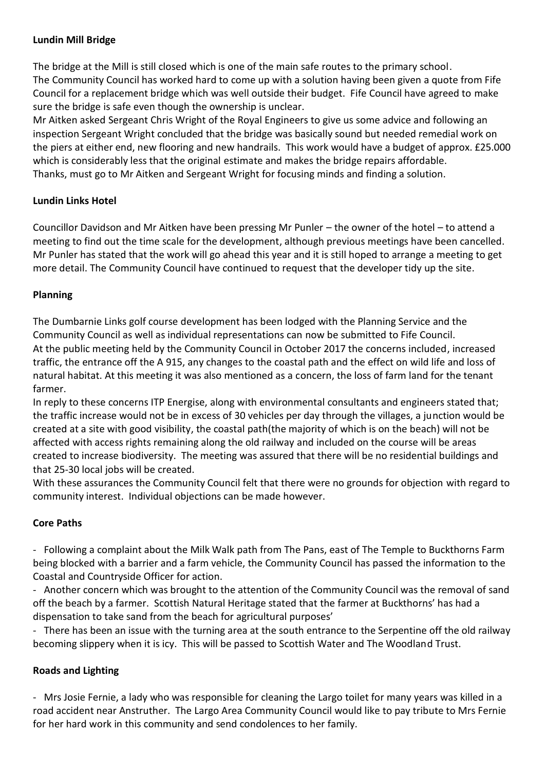**Lundin Mill Bridge**

The bridge at the Mill is still closed which is one of the main safe routes to the primary school.
The Community Council has worked hard to come up with a solution having been given a quote from Fife Council for a replacement bridge which was well outside their budget. Fife Council have agreed to make sure the bridge is safe even though the ownership is unclear.
Mr Aitken asked Sergeant Chris Wright of the Royal Engineers to give us some advice and following an inspection Sergeant Wright concluded that the bridge was basically sound but needed remedial work on the piers at either end, new flooring and new handrails. This work would have a budget of approx. £25.000 which is considerably less that the original estimate and makes the bridge repairs affordable.
Thanks, must go to Mr Aitken and Sergeant Wright for focusing minds and finding a solution.

**Lundin Links Hotel**

Councillor Davidson and Mr Aitken have been pressing Mr Punler – the owner of the hotel – to attend a meeting to find out the time scale for the development, although previous meetings have been cancelled. Mr Punler has stated that the work will go ahead this year and it is still hoped to arrange a meeting to get more detail. The Community Council have continued to request that the developer tidy up the site.

**Planning**

The Dumbarnie Links golf course development has been lodged with the Planning Service and the Community Council as well as individual representations can now be submitted to Fife Council.
At the public meeting held by the Community Council in October 2017 the concerns included, increased traffic, the entrance off the A 915, any changes to the coastal path and the effect on wild life and loss of natural habitat. At this meeting it was also mentioned as a concern, the loss of farm land for the tenant farmer.
In reply to these concerns ITP Energise, along with environmental consultants and engineers stated that; the traffic increase would not be in excess of 30 vehicles per day through the villages, a junction would be created at a site with good visibility, the coastal path(the majority of which is on the beach) will not be affected with access rights remaining along the old railway and included on the course will be areas created to increase biodiversity. The meeting was assured that there will be no residential buildings and that 25-30 local jobs will be created.
With these assurances the Community Council felt that there were no grounds for objection with regard to community interest. Individual objections can be made however.

**Core Paths**

- Following a complaint about the Milk Walk path from The Pans, east of The Temple to Buckthorns Farm being blocked with a barrier and a farm vehicle, the Community Council has passed the information to the Coastal and Countryside Officer for action.
- Another concern which was brought to the attention of the Community Council was the removal of sand off the beach by a farmer. Scottish Natural Heritage stated that the farmer at Buckthorns' has had a dispensation to take sand from the beach for agricultural purposes'
- There has been an issue with the turning area at the south entrance to the Serpentine off the old railway becoming slippery when it is icy. This will be passed to Scottish Water and The Woodland Trust.

**Roads and Lighting**

- Mrs Josie Fernie, a lady who was responsible for cleaning the Largo toilet for many years was killed in a road accident near Anstruther. The Largo Area Community Council would like to pay tribute to Mrs Fernie for her hard work in this community and send condolences to her family.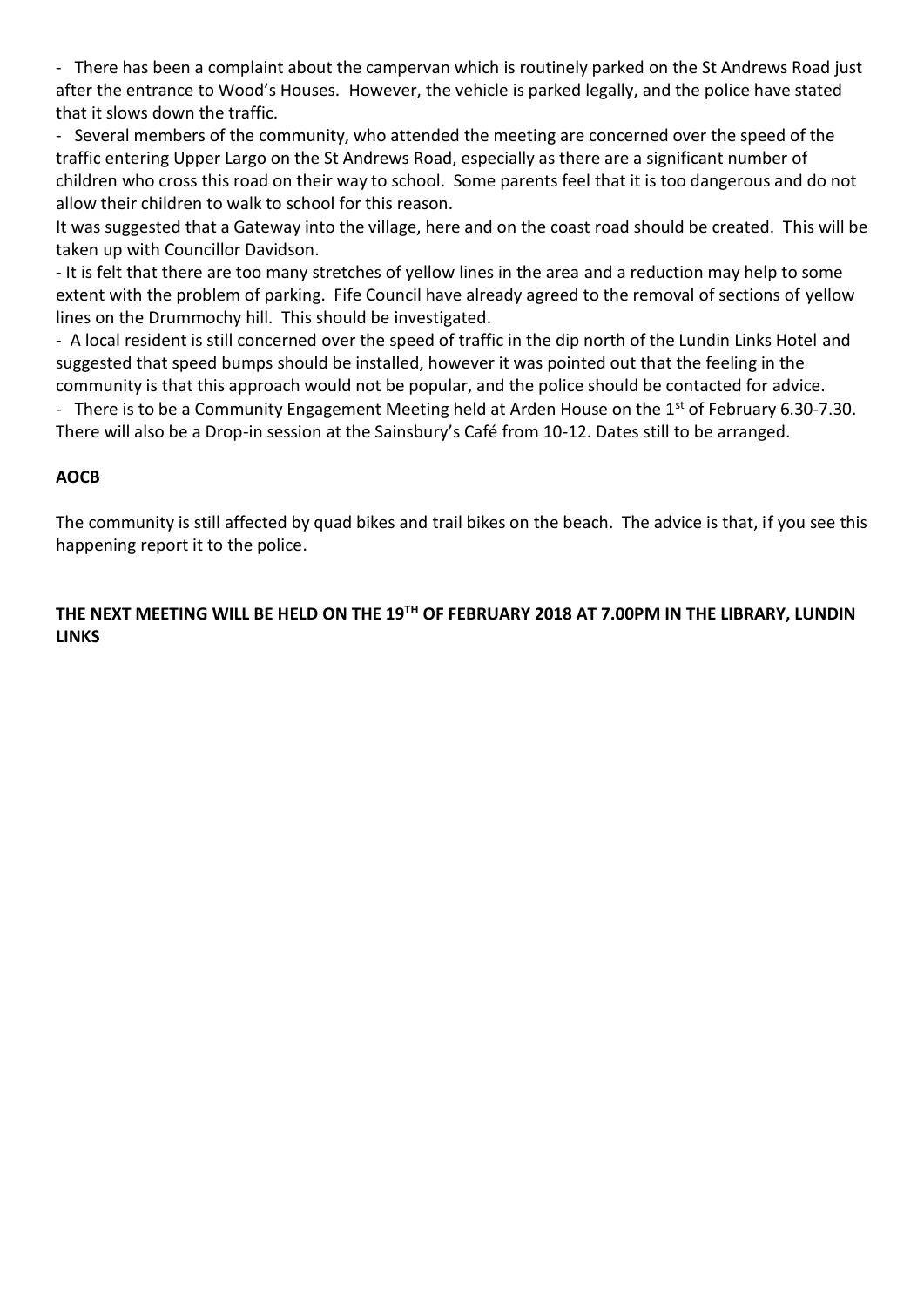- There has been a complaint about the campervan which is routinely parked on the St Andrews Road just after the entrance to Wood's Houses. However, the vehicle is parked legally, and the police have stated that it slows down the traffic.

- Several members of the community, who attended the meeting are concerned over the speed of the traffic entering Upper Largo on the St Andrews Road, especially as there are a significant number of children who cross this road on their way to school. Some parents feel that it is too dangerous and do not allow their children to walk to school for this reason.

It was suggested that a Gateway into the village, here and on the coast road should be created. This will be taken up with Councillor Davidson.

- It is felt that there are too many stretches of yellow lines in the area and a reduction may help to some extent with the problem of parking. Fife Council have already agreed to the removal of sections of yellow lines on the Drummochy hill. This should be investigated.

- A local resident is still concerned over the speed of traffic in the dip north of the Lundin Links Hotel and suggested that speed bumps should be installed, however it was pointed out that the feeling in the community is that this approach would not be popular, and the police should be contacted for advice.

- There is to be a Community Engagement Meeting held at Arden House on the 1st of February 6.30-7.30. There will also be a Drop-in session at the Sainsbury's Café from 10-12. Dates still to be arranged.

**AOCB**

The community is still affected by quad bikes and trail bikes on the beach. The advice is that, if you see this happening report it to the police.

**THE NEXT MEETING WILL BE HELD ON THE 19TH OF FEBRUARY 2018 AT 7.00PM IN THE LIBRARY, LUNDIN LINKS**